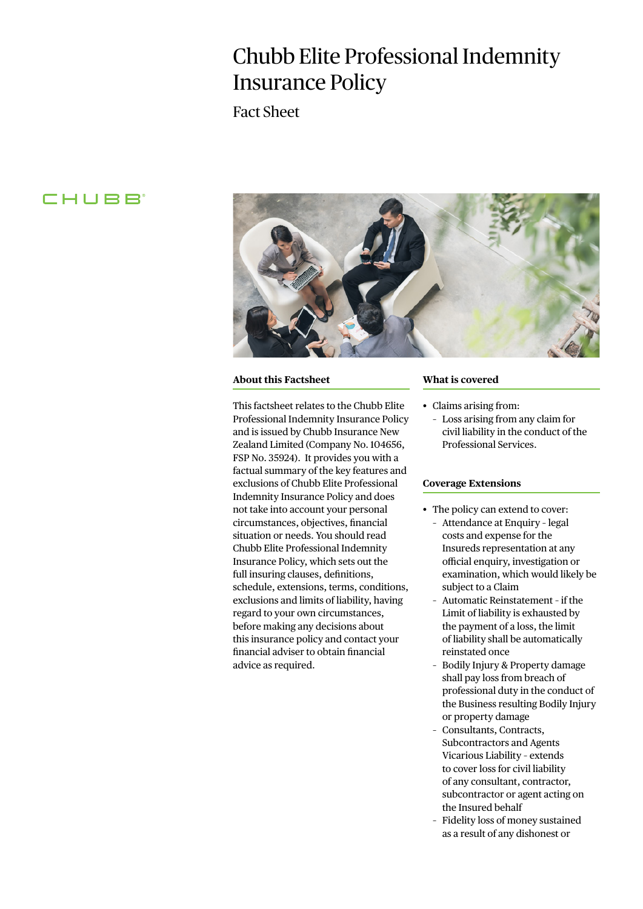# Chubb Elite Professional Indemnity Insurance Policy

## Fact Sheet

CHUBB

### About this Factsheet

This factsheet relates to the Chubb Elite Professional Indemnity Insurance Policy and is issued by Chubb Insurance New Zealand Limited (Company No. 104656, FSP No. 35924). It provides you with a factual summary of the key features and exclusions of Chubb Elite Professional Indemnity Insurance Policy and does not take into account your personal circumstances, objectives, financial situation or needs. You should read Chubb Elite Professional Indemnity Insurance Policy, which sets out the full insuring clauses, definitions, schedule, extensions, terms, conditions, exclusions and limits of liability, having regard to your own circumstances, before making any decisions about this insurance policy and contact your financial adviser to obtain financial advice as required.

### What is covered

- Claims arising from:
  - Loss arising from any claim for civil liability in the conduct of the Professional Services.

### Coverage Extensions

- The policy can extend to cover:
  - Attendance at Enquiry - legal costs and expense for the Insureds representation at any official enquiry, investigation or examination, which would likely be subject to a Claim
  - Automatic Reinstatement - if the Limit of liability is exhausted by the payment of a loss, the limit of liability shall be automatically reinstated once
  - Bodily Injury & Property damage shall pay loss from breach of professional duty in the conduct of the Business resulting Bodily Injury or property damage
  - Consultants, Contracts, Subcontractors and Agents Vicarious Liability - extends to cover loss for civil liability of any consultant, contractor, subcontractor or agent acting on the Insured behalf
  - Fidelity loss of money sustained as a result of any dishonest or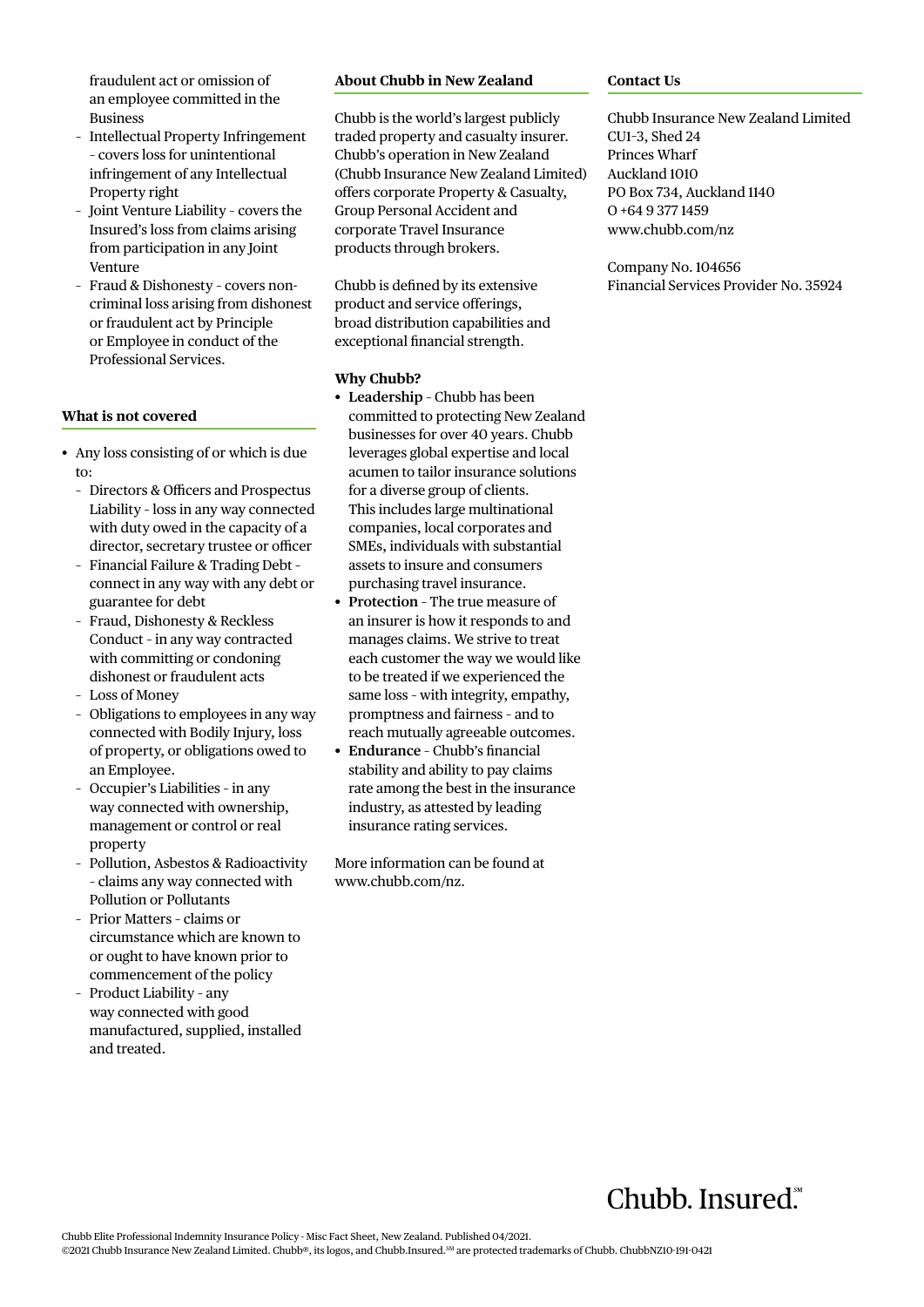fraudulent act or omission of an employee committed in the Business
- Intellectual Property Infringement - covers loss for unintentional infringement of any Intellectual Property right
- Joint Venture Liability - covers the Insured's loss from claims arising from participation in any Joint Venture
- Fraud & Dishonesty - covers non-criminal loss arising from dishonest or fraudulent act by Principle or Employee in conduct of the Professional Services.

## What is not covered

- Any loss consisting of or which is due to:
  - Directors & Officers and Prospectus Liability - loss in any way connected with duty owed in the capacity of a director, secretary trustee or officer
  - Financial Failure & Trading Debt - connect in any way with any debt or guarantee for debt
  - Fraud, Dishonesty & Reckless Conduct - in any way contracted with committing or condoning dishonest or fraudulent acts
  - Loss of Money
  - Obligations to employees in any way connected with Bodily Injury, loss of property, or obligations owed to an Employee.
  - Occupier's Liabilities - in any way connected with ownership, management or control or real property
  - Pollution, Asbestos & Radioactivity - claims any way connected with Pollution or Pollutants
  - Prior Matters - claims or circumstance which are known to or ought to have known prior to commencement of the policy
  - Product Liability - any way connected with good manufactured, supplied, installed and treated.

## About Chubb in New Zealand

Chubb is the world's largest publicly traded property and casualty insurer. Chubb's operation in New Zealand (Chubb Insurance New Zealand Limited) offers corporate Property & Casualty, Group Personal Accident and corporate Travel Insurance products through brokers.

Chubb is defined by its extensive product and service offerings, broad distribution capabilities and exceptional financial strength.

**Why Chubb?**

- **Leadership** - Chubb has been committed to protecting New Zealand businesses for over 40 years. Chubb leverages global expertise and local acumen to tailor insurance solutions for a diverse group of clients. This includes large multinational companies, local corporates and SMEs, individuals with substantial assets to insure and consumers purchasing travel insurance.
- **Protection** - The true measure of an insurer is how it responds to and manages claims. We strive to treat each customer the way we would like to be treated if we experienced the same loss - with integrity, empathy, promptness and fairness - and to reach mutually agreeable outcomes.
- **Endurance** - Chubb's financial stability and ability to pay claims rate among the best in the insurance industry, as attested by leading insurance rating services.

More information can be found at www.chubb.com/nz.

## Contact Us

Chubb Insurance New Zealand Limited
CU1-3, Shed 24
Princes Wharf
Auckland 1010
PO Box 734, Auckland 1140
O +64 9 377 1459
www.chubb.com/nz

Company No. 104656
Financial Services Provider No. 35924

Chubb. Insured.℠

Chubb Elite Professional Indemnity Insurance Policy - Misc Fact Sheet, New Zealand. Published 04/2021.
©2021 Chubb Insurance New Zealand Limited. Chubb®, its logos, and Chubb.Insured.℠ are protected trademarks of Chubb. ChubbNZ10-191-0421